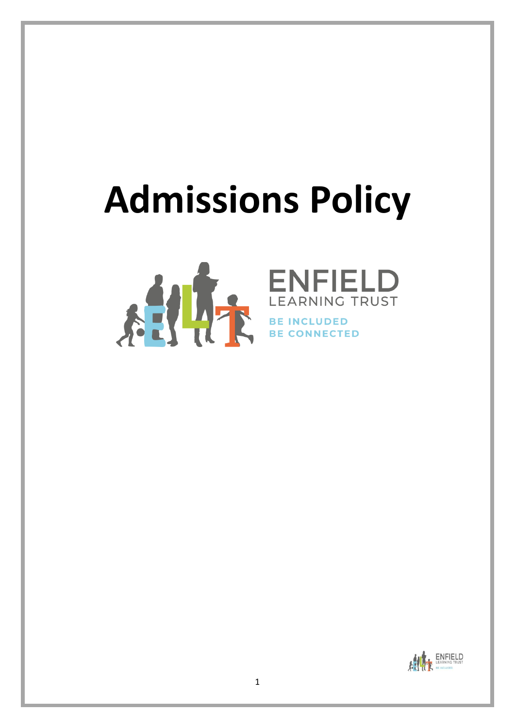# Admissions Policy

ENFIELD
LEARNING TRUST

BE INCLUDED
BE CONNECTED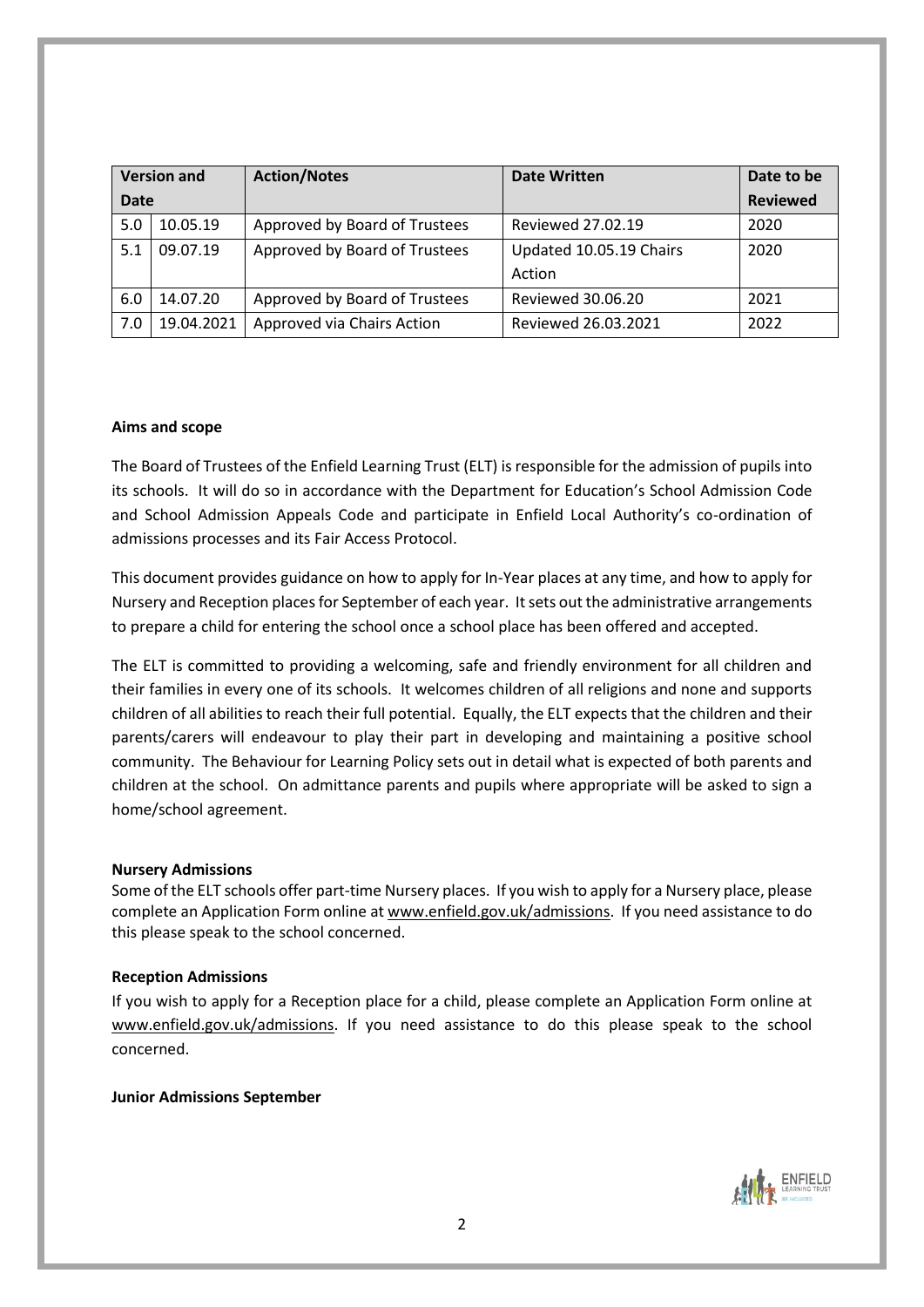| Version and Date | | Action/Notes | Date Written | Date to be Reviewed |
|---|---|---|---|---|
| 5.0 | 10.05.19 | Approved by Board of Trustees | Reviewed 27.02.19 | 2020 |
| 5.1 | 09.07.19 | Approved by Board of Trustees | Updated 10.05.19 Chairs Action | 2020 |
| 6.0 | 14.07.20 | Approved by Board of Trustees | Reviewed 30.06.20 | 2021 |
| 7.0 | 19.04.2021 | Approved via Chairs Action | Reviewed 26.03.2021 | 2022 |

**Aims and scope**

The Board of Trustees of the Enfield Learning Trust (ELT) is responsible for the admission of pupils into its schools. It will do so in accordance with the Department for Education's School Admission Code and School Admission Appeals Code and participate in Enfield Local Authority's co-ordination of admissions processes and its Fair Access Protocol.

This document provides guidance on how to apply for In-Year places at any time, and how to apply for Nursery and Reception places for September of each year. It sets out the administrative arrangements to prepare a child for entering the school once a school place has been offered and accepted.

The ELT is committed to providing a welcoming, safe and friendly environment for all children and their families in every one of its schools. It welcomes children of all religions and none and supports children of all abilities to reach their full potential. Equally, the ELT expects that the children and their parents/carers will endeavour to play their part in developing and maintaining a positive school community. The Behaviour for Learning Policy sets out in detail what is expected of both parents and children at the school. On admittance parents and pupils where appropriate will be asked to sign a home/school agreement.

**Nursery Admissions**

Some of the ELT schools offer part-time Nursery places. If you wish to apply for a Nursery place, please complete an Application Form online at www.enfield.gov.uk/admissions. If you need assistance to do this please speak to the school concerned.

**Reception Admissions**

If you wish to apply for a Reception place for a child, please complete an Application Form online at www.enfield.gov.uk/admissions. If you need assistance to do this please speak to the school concerned.

**Junior Admissions September**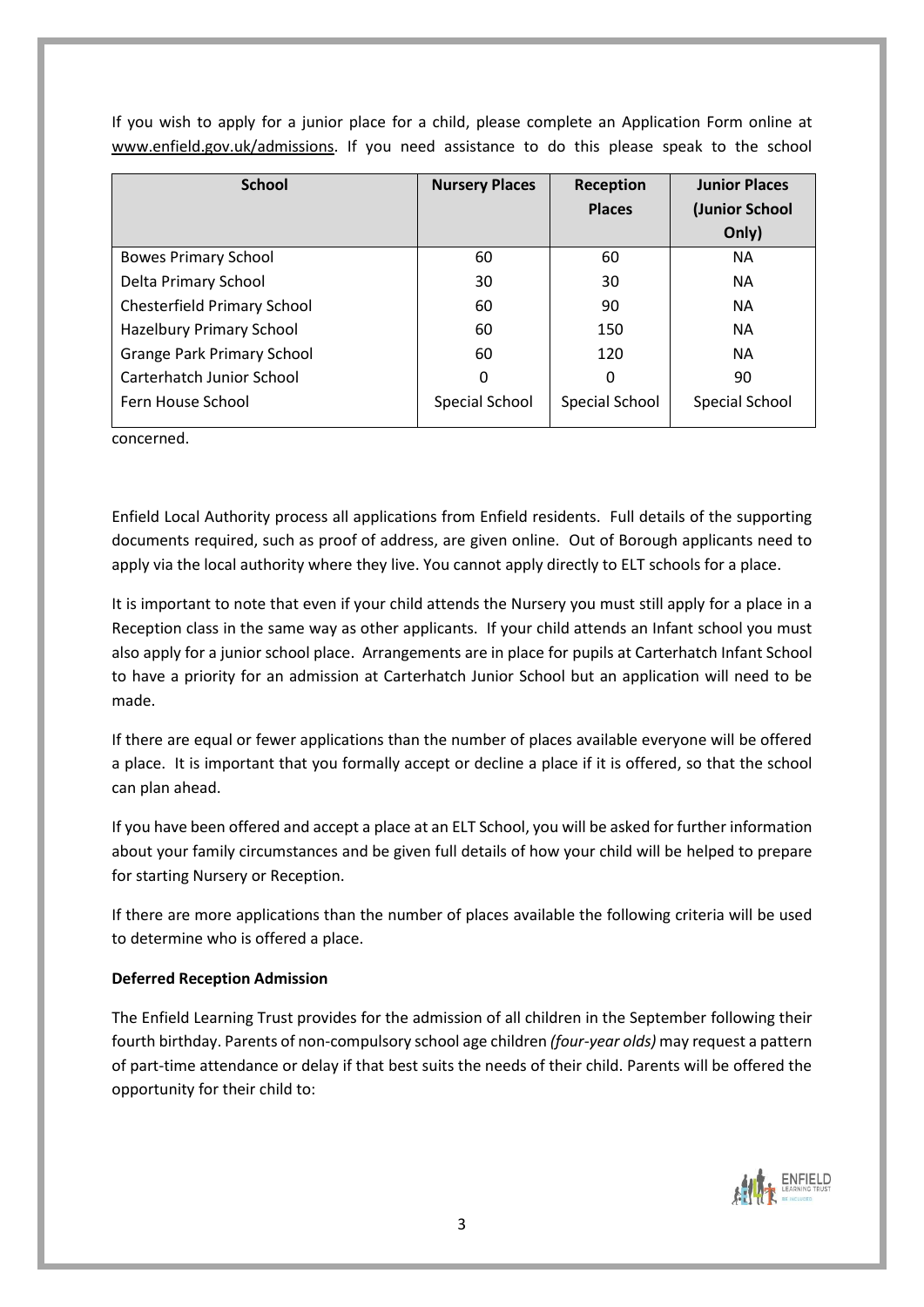If you wish to apply for a junior place for a child, please complete an Application Form online at www.enfield.gov.uk/admissions. If you need assistance to do this please speak to the school concerned.

| School | Nursery Places | Reception Places | Junior Places (Junior School Only) |
|---|---|---|---|
| Bowes Primary School | 60 | 60 | NA |
| Delta Primary School | 30 | 30 | NA |
| Chesterfield Primary School | 60 | 90 | NA |
| Hazelbury Primary School | 60 | 150 | NA |
| Grange Park Primary School | 60 | 120 | NA |
| Carterhatch Junior School | 0 | 0 | 90 |
| Fern House School | Special School | Special School | Special School |

Enfield Local Authority process all applications from Enfield residents. Full details of the supporting documents required, such as proof of address, are given online. Out of Borough applicants need to apply via the local authority where they live. You cannot apply directly to ELT schools for a place.

It is important to note that even if your child attends the Nursery you must still apply for a place in a Reception class in the same way as other applicants. If your child attends an Infant school you must also apply for a junior school place. Arrangements are in place for pupils at Carterhatch Infant School to have a priority for an admission at Carterhatch Junior School but an application will need to be made.

If there are equal or fewer applications than the number of places available everyone will be offered a place. It is important that you formally accept or decline a place if it is offered, so that the school can plan ahead.

If you have been offered and accept a place at an ELT School, you will be asked for further information about your family circumstances and be given full details of how your child will be helped to prepare for starting Nursery or Reception.

If there are more applications than the number of places available the following criteria will be used to determine who is offered a place.

**Deferred Reception Admission**

The Enfield Learning Trust provides for the admission of all children in the September following their fourth birthday. Parents of non-compulsory school age children *(four-year olds)* may request a pattern of part-time attendance or delay if that best suits the needs of their child. Parents will be offered the opportunity for their child to: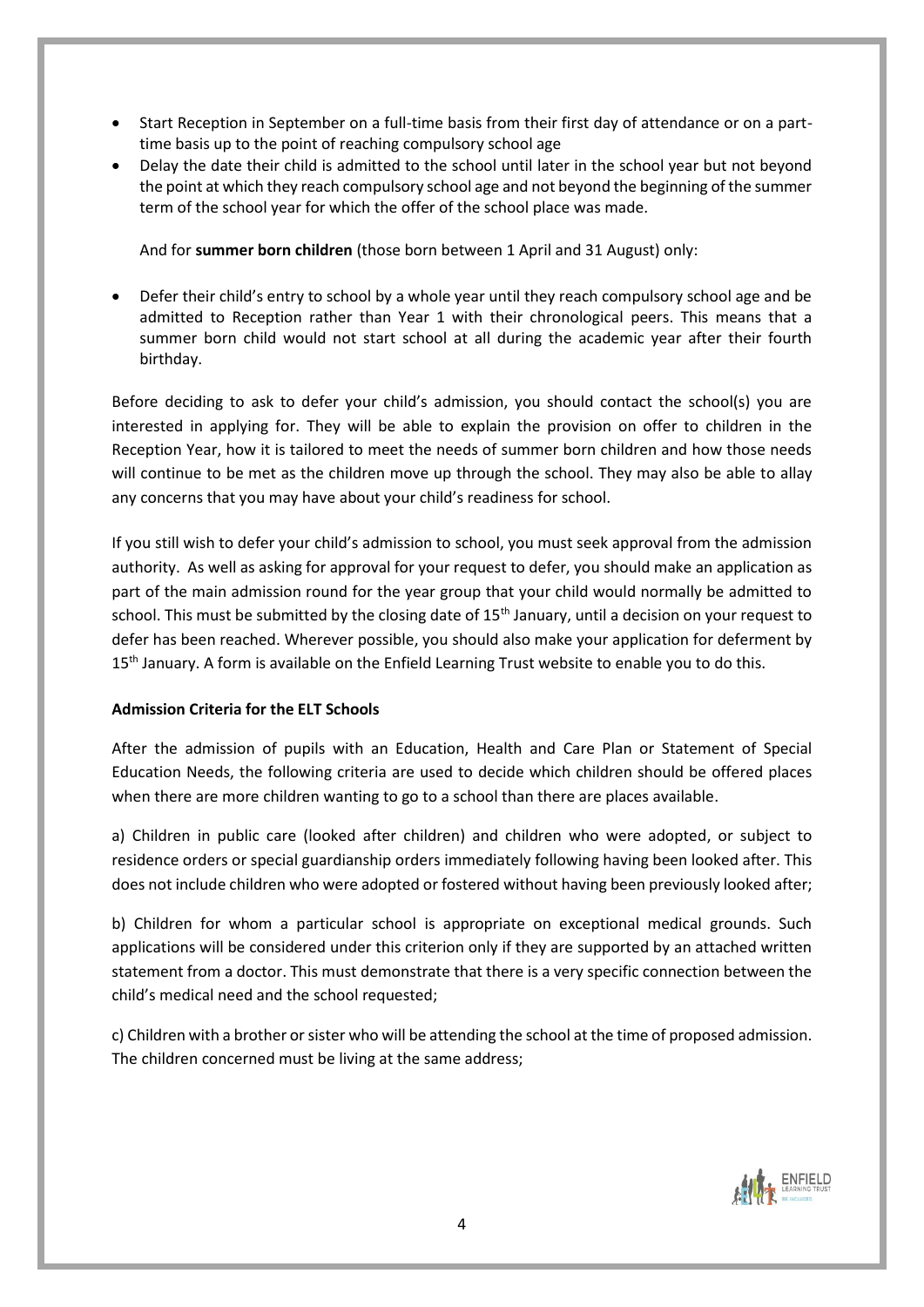- Start Reception in September on a full-time basis from their first day of attendance or on a part-time basis up to the point of reaching compulsory school age
- Delay the date their child is admitted to the school until later in the school year but not beyond the point at which they reach compulsory school age and not beyond the beginning of the summer term of the school year for which the offer of the school place was made.

  And for **summer born children** (those born between 1 April and 31 August) only:

- Defer their child's entry to school by a whole year until they reach compulsory school age and be admitted to Reception rather than Year 1 with their chronological peers. This means that a summer born child would not start school at all during the academic year after their fourth birthday.

Before deciding to ask to defer your child's admission, you should contact the school(s) you are interested in applying for. They will be able to explain the provision on offer to children in the Reception Year, how it is tailored to meet the needs of summer born children and how those needs will continue to be met as the children move up through the school. They may also be able to allay any concerns that you may have about your child's readiness for school.

If you still wish to defer your child's admission to school, you must seek approval from the admission authority. As well as asking for approval for your request to defer, you should make an application as part of the main admission round for the year group that your child would normally be admitted to school. This must be submitted by the closing date of 15th January, until a decision on your request to defer has been reached. Wherever possible, you should also make your application for deferment by 15th January. A form is available on the Enfield Learning Trust website to enable you to do this.

**Admission Criteria for the ELT Schools**

After the admission of pupils with an Education, Health and Care Plan or Statement of Special Education Needs, the following criteria are used to decide which children should be offered places when there are more children wanting to go to a school than there are places available.

a) Children in public care (looked after children) and children who were adopted, or subject to residence orders or special guardianship orders immediately following having been looked after. This does not include children who were adopted or fostered without having been previously looked after;

b) Children for whom a particular school is appropriate on exceptional medical grounds. Such applications will be considered under this criterion only if they are supported by an attached written statement from a doctor. This must demonstrate that there is a very specific connection between the child's medical need and the school requested;

c) Children with a brother or sister who will be attending the school at the time of proposed admission. The children concerned must be living at the same address;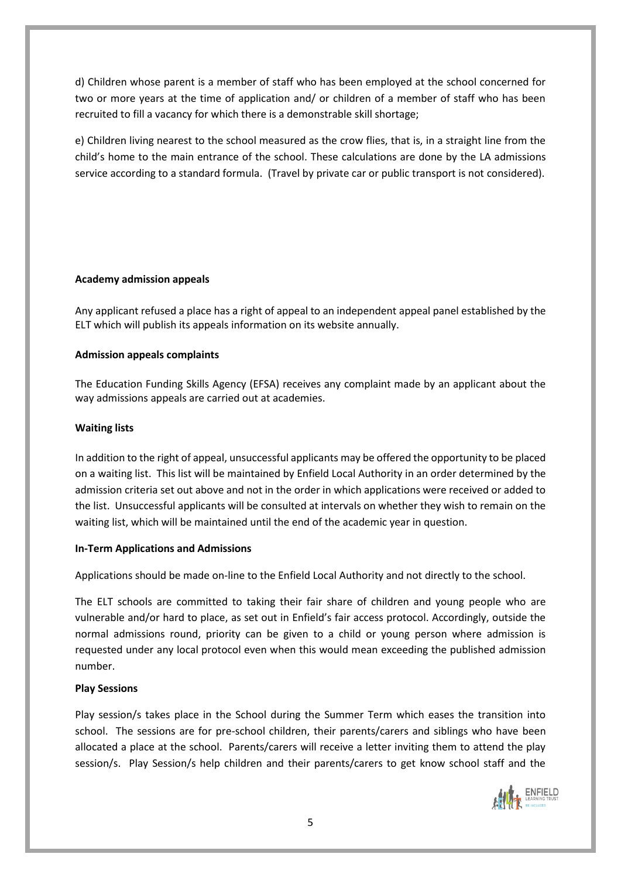d) Children whose parent is a member of staff who has been employed at the school concerned for two or more years at the time of application and/ or children of a member of staff who has been recruited to fill a vacancy for which there is a demonstrable skill shortage;

e) Children living nearest to the school measured as the crow flies, that is, in a straight line from the child's home to the main entrance of the school. These calculations are done by the LA admissions service according to a standard formula. (Travel by private car or public transport is not considered).

**Academy admission appeals**

Any applicant refused a place has a right of appeal to an independent appeal panel established by the ELT which will publish its appeals information on its website annually.

**Admission appeals complaints**

The Education Funding Skills Agency (EFSA) receives any complaint made by an applicant about the way admissions appeals are carried out at academies.

**Waiting lists**

In addition to the right of appeal, unsuccessful applicants may be offered the opportunity to be placed on a waiting list. This list will be maintained by Enfield Local Authority in an order determined by the admission criteria set out above and not in the order in which applications were received or added to the list. Unsuccessful applicants will be consulted at intervals on whether they wish to remain on the waiting list, which will be maintained until the end of the academic year in question.

**In-Term Applications and Admissions**

Applications should be made on-line to the Enfield Local Authority and not directly to the school.

The ELT schools are committed to taking their fair share of children and young people who are vulnerable and/or hard to place, as set out in Enfield's fair access protocol. Accordingly, outside the normal admissions round, priority can be given to a child or young person where admission is requested under any local protocol even when this would mean exceeding the published admission number.

**Play Sessions**

Play session/s takes place in the School during the Summer Term which eases the transition into school. The sessions are for pre-school children, their parents/carers and siblings who have been allocated a place at the school. Parents/carers will receive a letter inviting them to attend the play session/s. Play Session/s help children and their parents/carers to get know school staff and the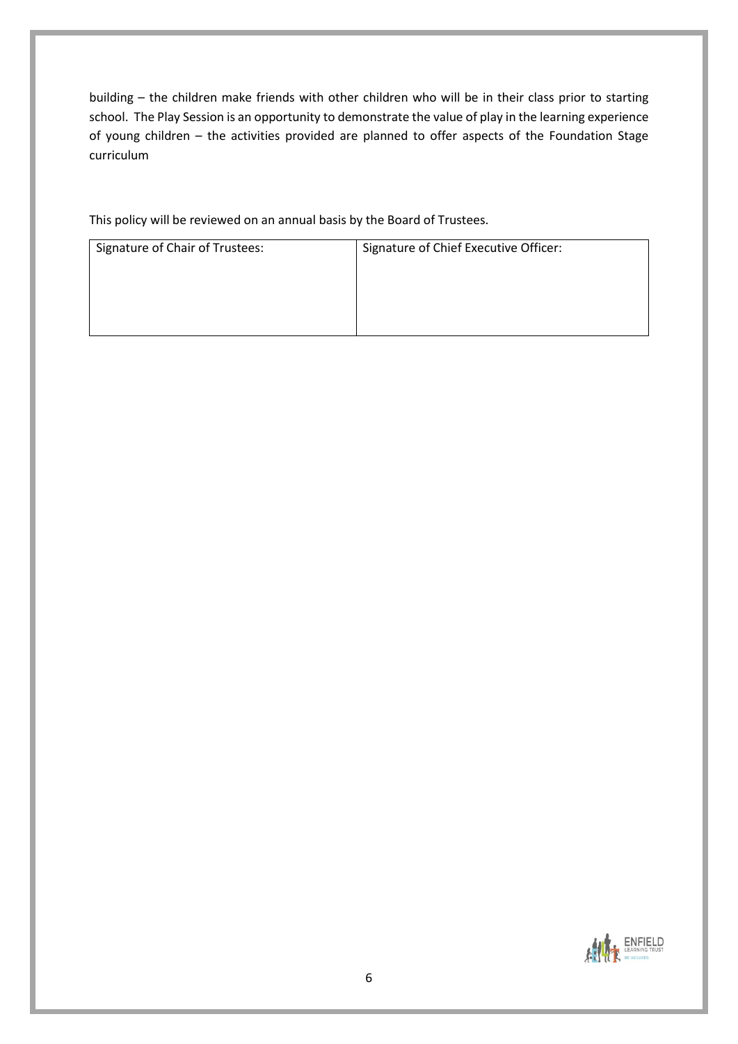building – the children make friends with other children who will be in their class prior to starting school. The Play Session is an opportunity to demonstrate the value of play in the learning experience of young children – the activities provided are planned to offer aspects of the Foundation Stage curriculum

This policy will be reviewed on an annual basis by the Board of Trustees.

| | |
|---|---|
| Signature of Chair of Trustees: | Signature of Chief Executive Officer: |